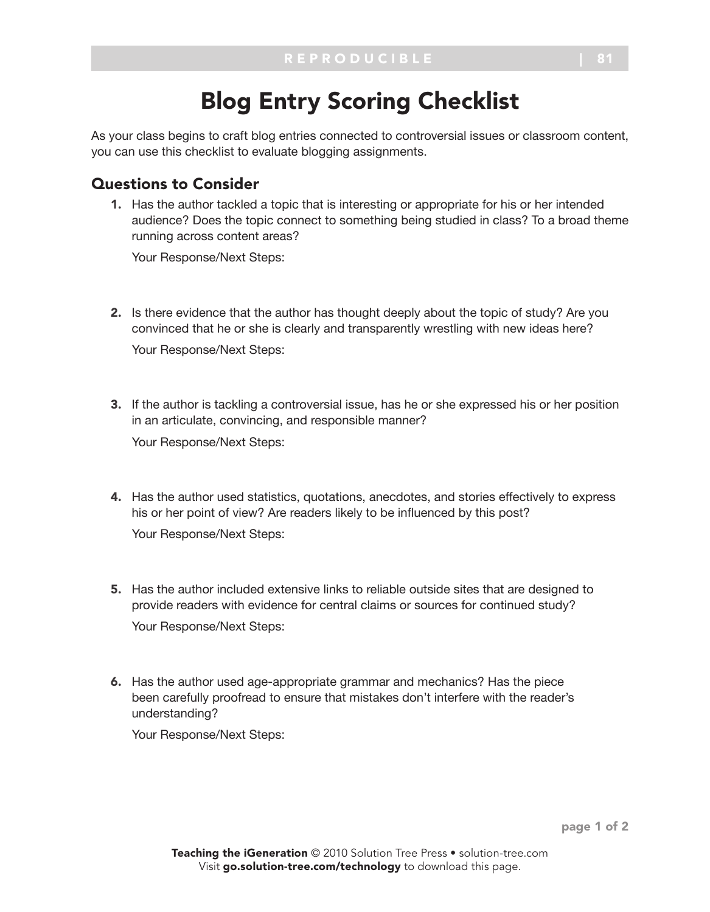# Blog Entry Scoring Checklist

As your class begins to craft blog entries connected to controversial issues or classroom content, you can use this checklist to evaluate blogging assignments.

## Questions to Consider

1. Has the author tackled a topic that is interesting or appropriate for his or her intended audience? Does the topic connect to something being studied in class? To a broad theme running across content areas?

   Your Response/Next Steps:

2. Is there evidence that the author has thought deeply about the topic of study? Are you convinced that he or she is clearly and transparently wrestling with new ideas here?

   Your Response/Next Steps:

3. If the author is tackling a controversial issue, has he or she expressed his or her position in an articulate, convincing, and responsible manner?

   Your Response/Next Steps:

4. Has the author used statistics, quotations, anecdotes, and stories effectively to express his or her point of view? Are readers likely to be influenced by this post?

   Your Response/Next Steps:

5. Has the author included extensive links to reliable outside sites that are designed to provide readers with evidence for central claims or sources for continued study?

   Your Response/Next Steps:

6. Has the author used age-appropriate grammar and mechanics? Has the piece been carefully proofread to ensure that mistakes don't interfere with the reader's understanding?

   Your Response/Next Steps:

**Teaching the iGeneration** © 2010 Solution Tree Press • solution-tree.com
Visit **go.solution-tree.com/technology** to download this page.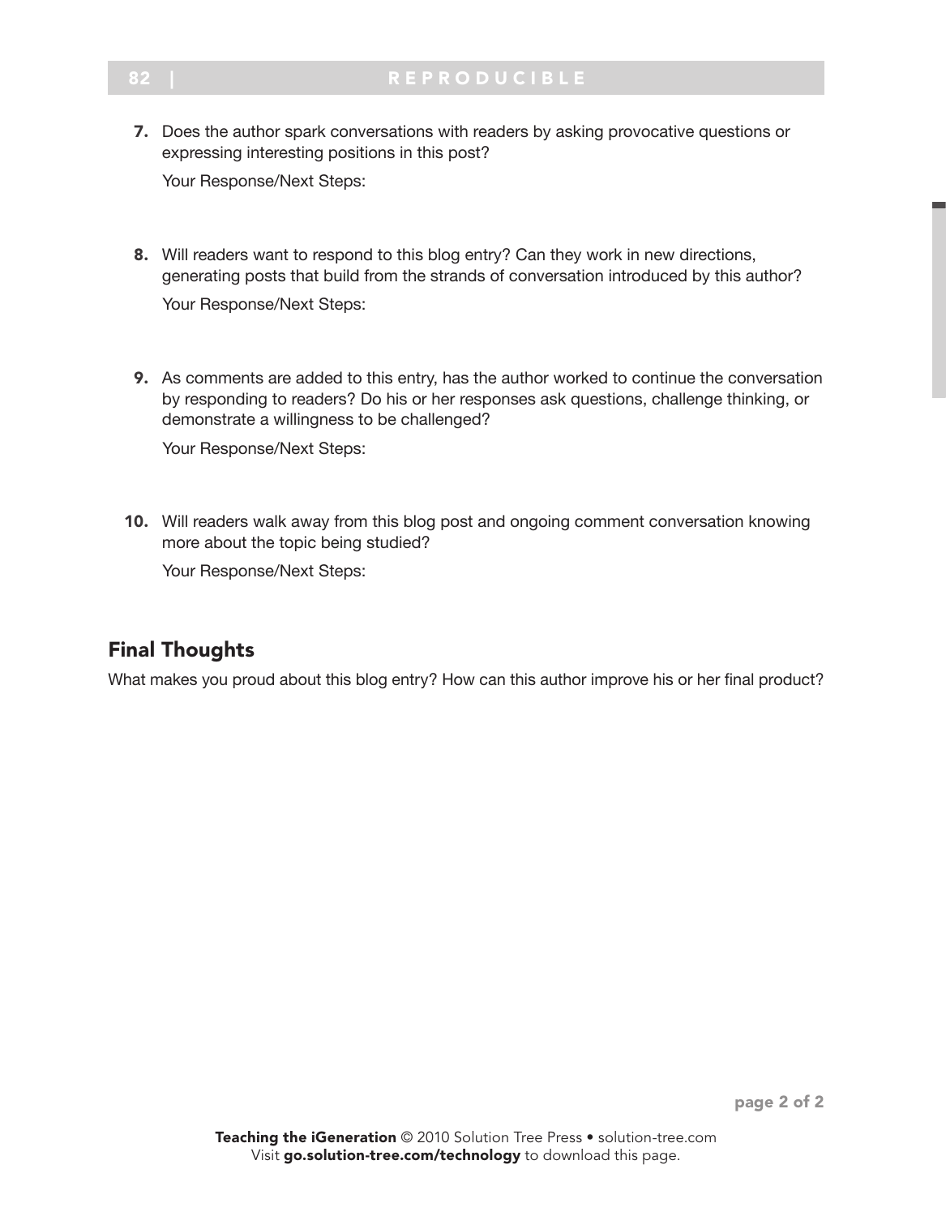7. Does the author spark conversations with readers by asking provocative questions or expressing interesting positions in this post?

   Your Response/Next Steps:

8. Will readers want to respond to this blog entry? Can they work in new directions, generating posts that build from the strands of conversation introduced by this author?

   Your Response/Next Steps:

9. As comments are added to this entry, has the author worked to continue the conversation by responding to readers? Do his or her responses ask questions, challenge thinking, or demonstrate a willingness to be challenged?

   Your Response/Next Steps:

10. Will readers walk away from this blog post and ongoing comment conversation knowing more about the topic being studied?

    Your Response/Next Steps:

## Final Thoughts

What makes you proud about this blog entry? How can this author improve his or her final product?

**Teaching the iGeneration** © 2010 Solution Tree Press • solution-tree.com
Visit **go.solution-tree.com/technology** to download this page.